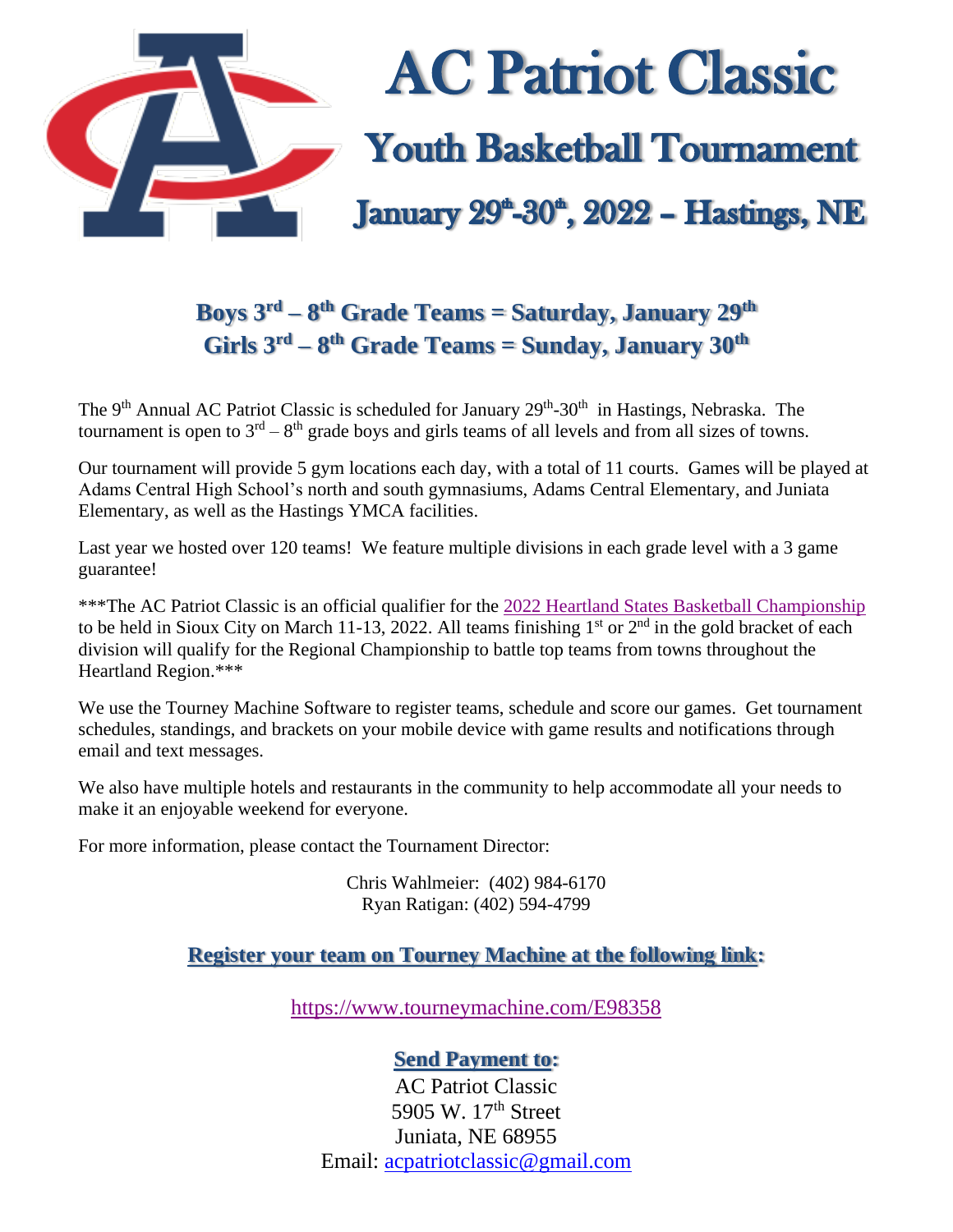# AC Patriot Classic

## Youth Basketball Tournament

## January 29th-30th, 2022 – Hastings, NE

**Boys 3rd – 8th Grade Teams = Saturday, January 29th**
**Girls 3rd – 8th Grade Teams = Sunday, January 30th**

The 9th Annual AC Patriot Classic is scheduled for January 29th-30th in Hastings, Nebraska. The tournament is open to 3rd – 8th grade boys and girls teams of all levels and from all sizes of towns.

Our tournament will provide 5 gym locations each day, with a total of 11 courts. Games will be played at Adams Central High School's north and south gymnasiums, Adams Central Elementary, and Juniata Elementary, as well as the Hastings YMCA facilities.

Last year we hosted over 120 teams! We feature multiple divisions in each grade level with a 3 game guarantee!

***The AC Patriot Classic is an official qualifier for the 2022 Heartland States Basketball Championship to be held in Sioux City on March 11-13, 2022. All teams finishing 1st or 2nd in the gold bracket of each division will qualify for the Regional Championship to battle top teams from towns throughout the Heartland Region.***

We use the Tourney Machine Software to register teams, schedule and score our games. Get tournament schedules, standings, and brackets on your mobile device with game results and notifications through email and text messages.

We also have multiple hotels and restaurants in the community to help accommodate all your needs to make it an enjoyable weekend for everyone.

For more information, please contact the Tournament Director:

Chris Wahlmeier: (402) 984-6170
Ryan Ratigan: (402) 594-4799

**Register your team on Tourney Machine at the following link:**

https://www.tourneymachine.com/E98358

**Send Payment to:**

AC Patriot Classic
5905 W. 17th Street
Juniata, NE 68955
Email: acpatriotclassic@gmail.com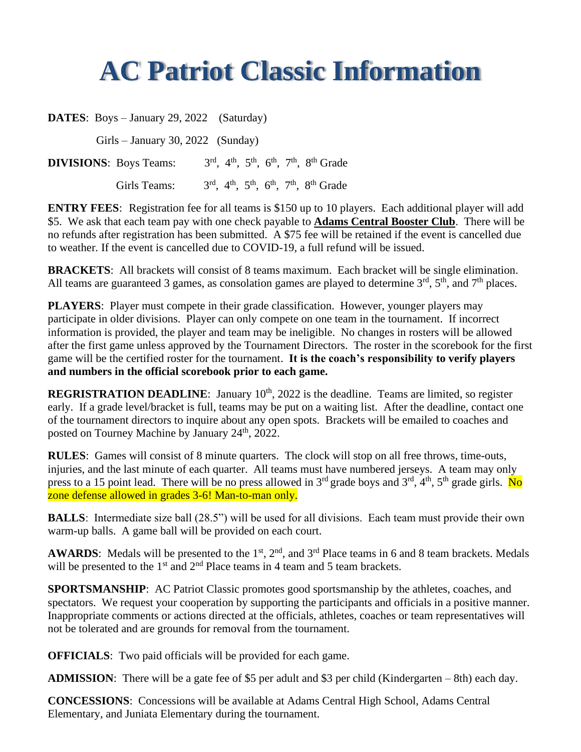# AC Patriot Classic Information

**DATES**: Boys – January 29, 2022 (Saturday)

Girls – January 30, 2022 (Sunday)

**DIVISIONS**: Boys Teams: 3rd, 4th, 5th, 6th, 7th, 8th Grade

Girls Teams: 3rd, 4th, 5th, 6th, 7th, 8th Grade

**ENTRY FEES**: Registration fee for all teams is $150 up to 10 players. Each additional player will add $5. We ask that each team pay with one check payable to **Adams Central Booster Club**. There will be no refunds after registration has been submitted. A $75 fee will be retained if the event is cancelled due to weather. If the event is cancelled due to COVID-19, a full refund will be issued.

**BRACKETS**: All brackets will consist of 8 teams maximum. Each bracket will be single elimination. All teams are guaranteed 3 games, as consolation games are played to determine 3rd, 5th, and 7th places.

**PLAYERS**: Player must compete in their grade classification. However, younger players may participate in older divisions. Player can only compete on one team in the tournament. If incorrect information is provided, the player and team may be ineligible. No changes in rosters will be allowed after the first game unless approved by the Tournament Directors. The roster in the scorebook for the first game will be the certified roster for the tournament. **It is the coach's responsibility to verify players and numbers in the official scorebook prior to each game.**

**REGRISTRATION DEADLINE**: January 10th, 2022 is the deadline. Teams are limited, so register early. If a grade level/bracket is full, teams may be put on a waiting list. After the deadline, contact one of the tournament directors to inquire about any open spots. Brackets will be emailed to coaches and posted on Tourney Machine by January 24th, 2022.

**RULES**: Games will consist of 8 minute quarters. The clock will stop on all free throws, time-outs, injuries, and the last minute of each quarter. All teams must have numbered jerseys. A team may only press to a 15 point lead. There will be no press allowed in 3rd grade boys and 3rd, 4th, 5th grade girls. No zone defense allowed in grades 3-6! Man-to-man only.

**BALLS**: Intermediate size ball (28.5") will be used for all divisions. Each team must provide their own warm-up balls. A game ball will be provided on each court.

**AWARDS**: Medals will be presented to the 1st, 2nd, and 3rd Place teams in 6 and 8 team brackets. Medals will be presented to the 1st and 2nd Place teams in 4 team and 5 team brackets.

**SPORTSMANSHIP**: AC Patriot Classic promotes good sportsmanship by the athletes, coaches, and spectators. We request your cooperation by supporting the participants and officials in a positive manner. Inappropriate comments or actions directed at the officials, athletes, coaches or team representatives will not be tolerated and are grounds for removal from the tournament.

**OFFICIALS**: Two paid officials will be provided for each game.

**ADMISSION**: There will be a gate fee of $5 per adult and $3 per child (Kindergarten – 8th) each day.

**CONCESSIONS**: Concessions will be available at Adams Central High School, Adams Central Elementary, and Juniata Elementary during the tournament.